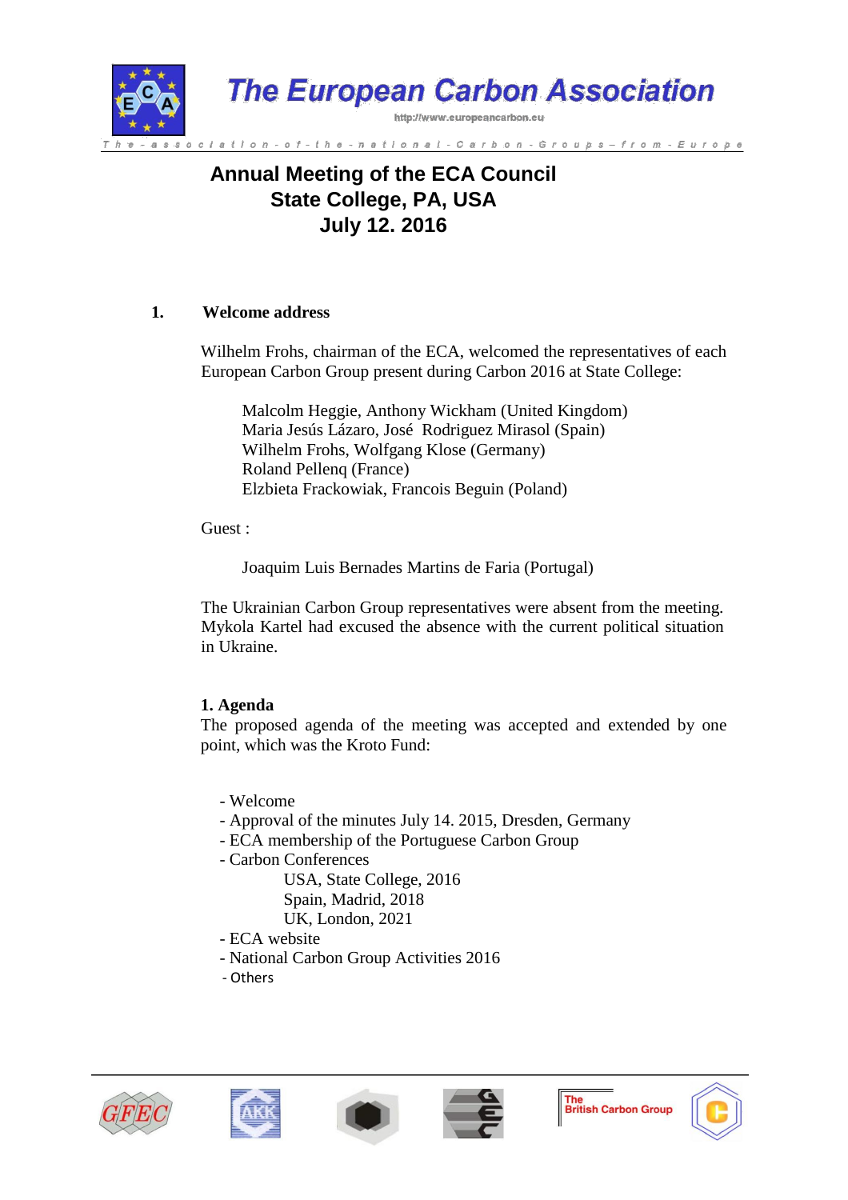# The European Carbon Association

http://www.europeancarbon.eu

The - association - of - the - national - Carbon - Groups – from - Europe

## Annual Meeting of the ECA Council
## State College, PA, USA
## July 12. 2016

### 1. Welcome address

Wilhelm Frohs, chairman of the ECA, welcomed the representatives of each European Carbon Group present during Carbon 2016 at State College:

Malcolm Heggie, Anthony Wickham (United Kingdom)
Maria Jesús Lázaro, José Rodriguez Mirasol (Spain)
Wilhelm Frohs, Wolfgang Klose (Germany)
Roland Pellenq (France)
Elzbieta Frackowiak, Francois Beguin (Poland)

Guest :

Joaquim Luis Bernades Martins de Faria (Portugal)

The Ukrainian Carbon Group representatives were absent from the meeting. Mykola Kartel had excused the absence with the current political situation in Ukraine.

### 1. Agenda

The proposed agenda of the meeting was accepted and extended by one point, which was the Kroto Fund:

- Welcome
- Approval of the minutes July 14. 2015, Dresden, Germany
- ECA membership of the Portuguese Carbon Group
- Carbon Conferences
    - USA, State College, 2016
    - Spain, Madrid, 2018
    - UK, London, 2021
- ECA website
- National Carbon Group Activities 2016
- Others

GFEC | AKK | The British Carbon Group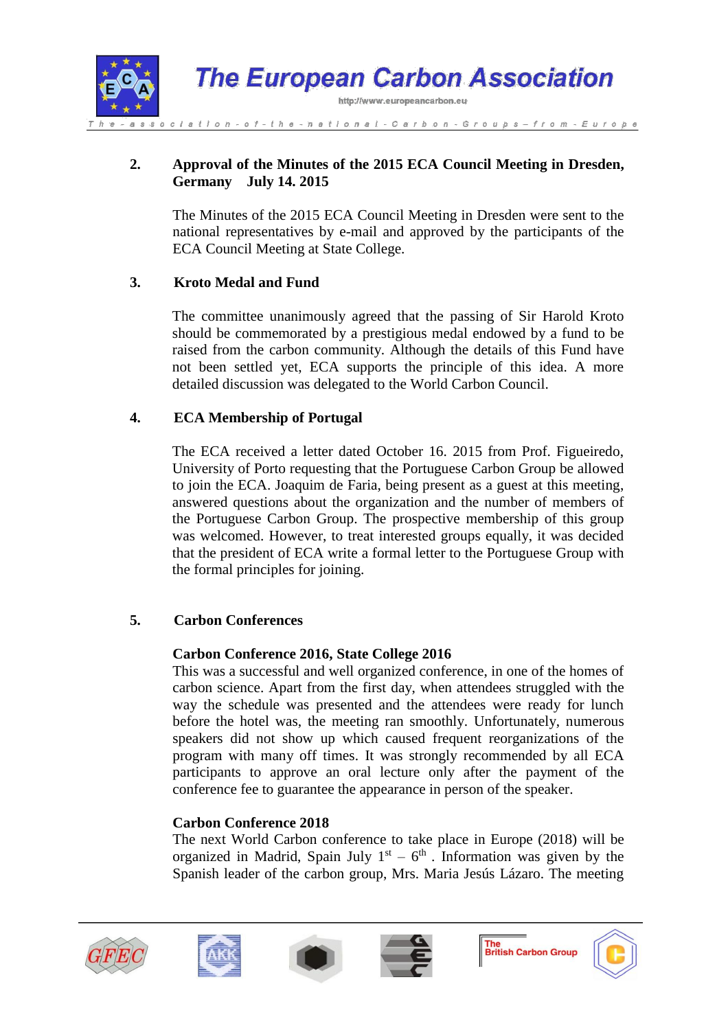## 2. Approval of the Minutes of the 2015 ECA Council Meeting in Dresden, Germany July 14. 2015

The Minutes of the 2015 ECA Council Meeting in Dresden were sent to the national representatives by e-mail and approved by the participants of the ECA Council Meeting at State College.

## 3. Kroto Medal and Fund

The committee unanimously agreed that the passing of Sir Harold Kroto should be commemorated by a prestigious medal endowed by a fund to be raised from the carbon community. Although the details of this Fund have not been settled yet, ECA supports the principle of this idea. A more detailed discussion was delegated to the World Carbon Council.

## 4. ECA Membership of Portugal

The ECA received a letter dated October 16. 2015 from Prof. Figueiredo, University of Porto requesting that the Portuguese Carbon Group be allowed to join the ECA. Joaquim de Faria, being present as a guest at this meeting, answered questions about the organization and the number of members of the Portuguese Carbon Group. The prospective membership of this group was welcomed. However, to treat interested groups equally, it was decided that the president of ECA write a formal letter to the Portuguese Group with the formal principles for joining.

## 5. Carbon Conferences

**Carbon Conference 2016, State College 2016**

This was a successful and well organized conference, in one of the homes of carbon science. Apart from the first day, when attendees struggled with the way the schedule was presented and the attendees were ready for lunch before the hotel was, the meeting ran smoothly. Unfortunately, numerous speakers did not show up which caused frequent reorganizations of the program with many off times. It was strongly recommended by all ECA participants to approve an oral lecture only after the payment of the conference fee to guarantee the appearance in person of the speaker.

**Carbon Conference 2018**

The next World Carbon conference to take place in Europe (2018) will be organized in Madrid, Spain July 1st – 6th . Information was given by the Spanish leader of the carbon group, Mrs. Maria Jesús Lázaro. The meeting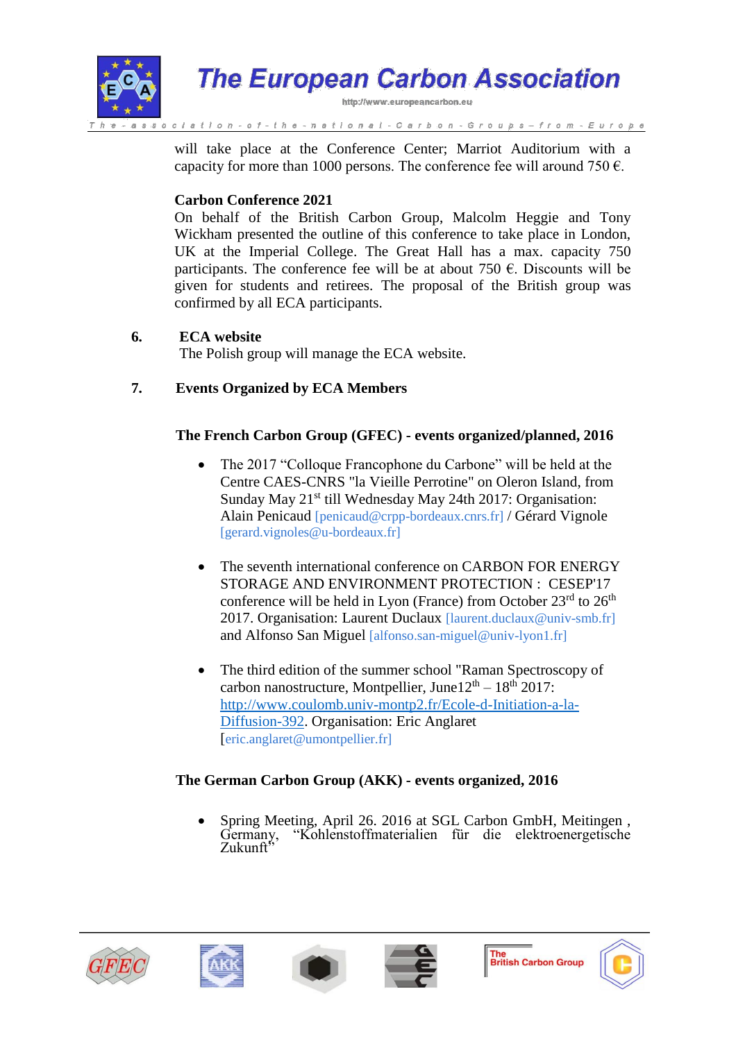will take place at the Conference Center; Marriot Auditorium with a capacity for more than 1000 persons. The conference fee will around 750 €.

**Carbon Conference 2021**

On behalf of the British Carbon Group, Malcolm Heggie and Tony Wickham presented the outline of this conference to take place in London, UK at the Imperial College. The Great Hall has a max. capacity 750 participants. The conference fee will be at about 750 €. Discounts will be given for students and retirees. The proposal of the British group was confirmed by all ECA participants.

## 6. ECA website

The Polish group will manage the ECA website.

## 7. Events Organized by ECA Members

**The French Carbon Group (GFEC) - events organized/planned, 2016**

- The 2017 "Colloque Francophone du Carbone" will be held at the Centre CAES-CNRS "la Vieille Perrotine" on Oleron Island, from Sunday May 21st till Wednesday May 24th 2017: Organisation: Alain Penicaud [penicaud@crpp-bordeaux.cnrs.fr] / Gérard Vignole [gerard.vignoles@u-bordeaux.fr]

- The seventh international conference on CARBON FOR ENERGY STORAGE AND ENVIRONMENT PROTECTION : CESEP'17 conference will be held in Lyon (France) from October 23rd to 26th 2017. Organisation: Laurent Duclaux [laurent.duclaux@univ-smb.fr] and Alfonso San Miguel [alfonso.san-miguel@univ-lyon1.fr]

- The third edition of the summer school "Raman Spectroscopy of carbon nanostructure, Montpellier, June12th – 18th 2017: http://www.coulomb.univ-montp2.fr/Ecole-d-Initiation-a-la-Diffusion-392. Organisation: Eric Anglaret [eric.anglaret@umontpellier.fr]

**The German Carbon Group (AKK) - events organized, 2016**

- Spring Meeting, April 26. 2016 at SGL Carbon GmbH, Meitingen , Germany, "Kohlenstoffmaterialien für die elektroenergetische Zukunft"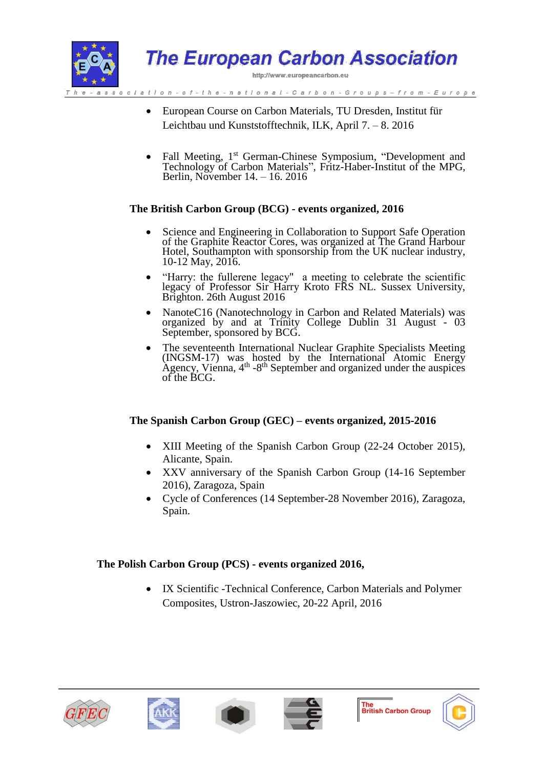- European Course on Carbon Materials, TU Dresden, Institut für Leichtbau und Kunststofftechnik, ILK, April 7. – 8. 2016

- Fall Meeting, 1st German-Chinese Symposium, "Development and Technology of Carbon Materials", Fritz-Haber-Institut of the MPG, Berlin, November 14. – 16. 2016

**The British Carbon Group (BCG) - events organized, 2016**

- Science and Engineering in Collaboration to Support Safe Operation of the Graphite Reactor Cores, was organized at The Grand Harbour Hotel, Southampton with sponsorship from the UK nuclear industry, 10-12 May, 2016.
- "Harry: the fullerene legacy"  a meeting to celebrate the scientific legacy of Professor Sir Harry Kroto FRS NL. Sussex University, Brighton. 26th August 2016
- NanoteC16 (Nanotechnology in Carbon and Related Materials) was organized by and at Trinity College Dublin 31 August - 03 September, sponsored by BCG.
- The seventeenth International Nuclear Graphite Specialists Meeting (INGSM-17) was hosted by the International Atomic Energy Agency, Vienna, 4th -8th September and organized under the auspices of the BCG.

**The Spanish Carbon Group (GEC) – events organized, 2015-2016**

- XIII Meeting of the Spanish Carbon Group (22-24 October 2015), Alicante, Spain.
- XXV anniversary of the Spanish Carbon Group (14-16 September 2016), Zaragoza, Spain
- Cycle of Conferences (14 September-28 November 2016), Zaragoza, Spain.

**The Polish Carbon Group (PCS) - events organized 2016,**

- IX Scientific -Technical Conference, Carbon Materials and Polymer Composites, Ustron-Jaszowiec, 20-22 April, 2016